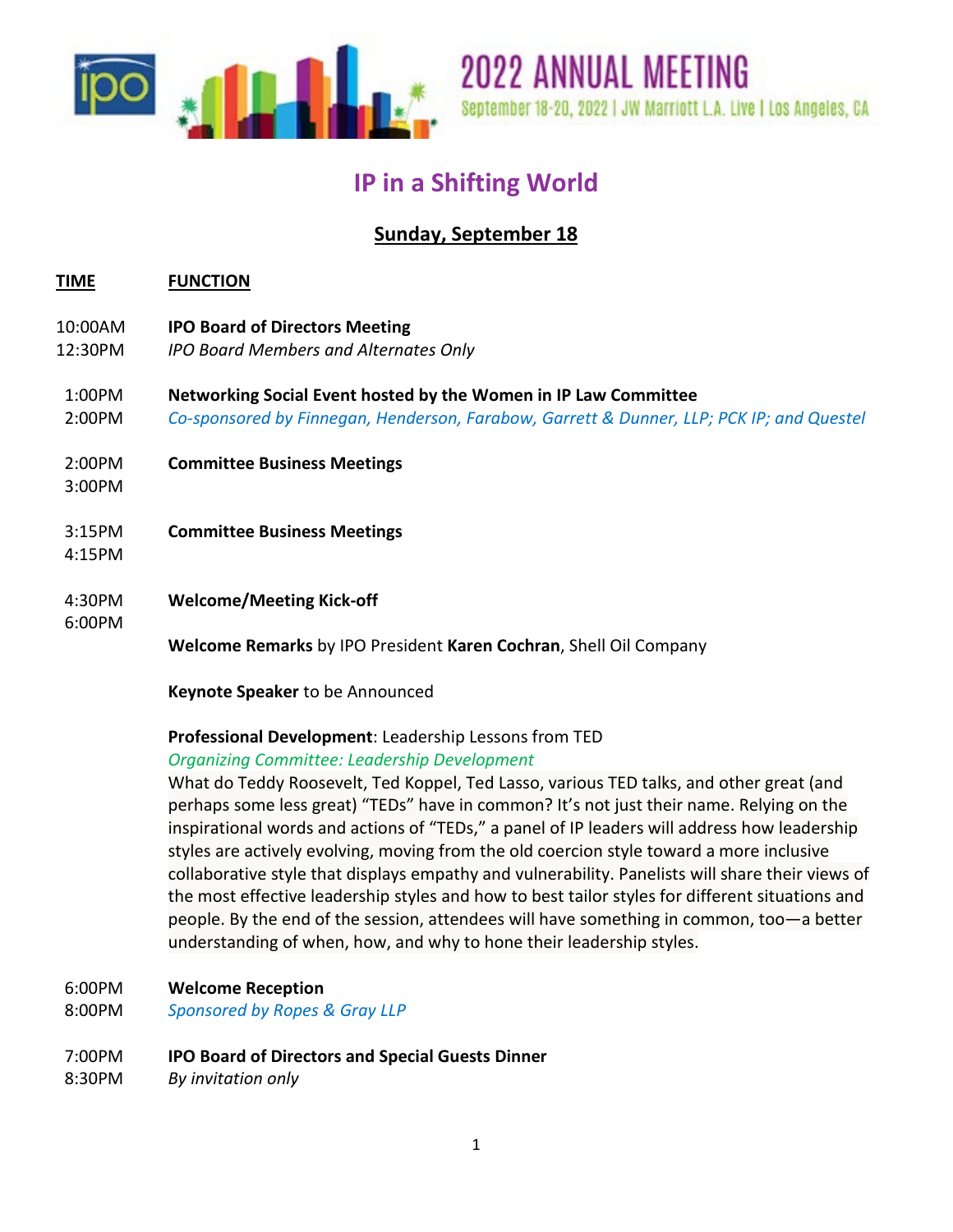# 2022 ANNUAL MEETING

September 18-20, 2022 | JW Marriott L.A. Live | Los Angeles, CA

## IP in a Shifting World

### Sunday, September 18

| TIME | FUNCTION |
|---|---|
| 10:00AM<br>12:30PM | **IPO Board of Directors Meeting**<br>*IPO Board Members and Alternates Only* |
| 1:00PM<br>2:00PM | **Networking Social Event hosted by the Women in IP Law Committee**<br>*Co-sponsored by Finnegan, Henderson, Farabow, Garrett & Dunner, LLP; PCK IP; and Questel* |
| 2:00PM<br>3:00PM | **Committee Business Meetings** |
| 3:15PM<br>4:15PM | **Committee Business Meetings** |
| 4:30PM<br>6:00PM | **Welcome/Meeting Kick-off**<br><br>**Welcome Remarks** by IPO President **Karen Cochran**, Shell Oil Company<br><br>**Keynote Speaker** to be Announced<br><br>**Professional Development**: Leadership Lessons from TED<br>*Organizing Committee: Leadership Development*<br>What do Teddy Roosevelt, Ted Koppel, Ted Lasso, various TED talks, and other great (and perhaps some less great) "TEDs" have in common? It's not just their name. Relying on the inspirational words and actions of "TEDs," a panel of IP leaders will address how leadership styles are actively evolving, moving from the old coercion style toward a more inclusive collaborative style that displays empathy and vulnerability. Panelists will share their views of the most effective leadership styles and how to best tailor styles for different situations and people. By the end of the session, attendees will have something in common, too—a better understanding of when, how, and why to hone their leadership styles. |
| 6:00PM<br>8:00PM | **Welcome Reception**<br>*Sponsored by Ropes & Gray LLP* |
| 7:00PM<br>8:30PM | **IPO Board of Directors and Special Guests Dinner**<br>*By invitation only* |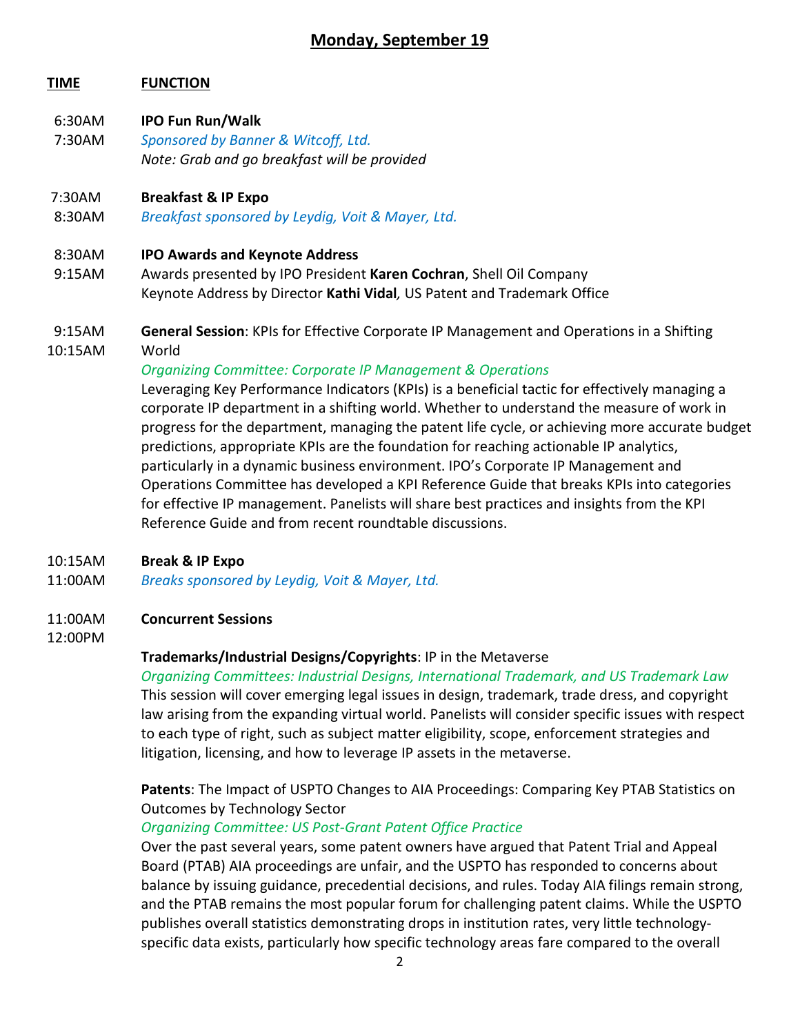# Monday, September 19

| TIME | FUNCTION |
| --- | --- |
| 6:30AM<br>7:30AM | **IPO Fun Run/Walk**<br>*Sponsored by Banner & Witcoff, Ltd.*<br>*Note: Grab and go breakfast will be provided* |
| 7:30AM<br>8:30AM | **Breakfast & IP Expo**<br>*Breakfast sponsored by Leydig, Voit & Mayer, Ltd.* |
| 8:30AM<br>9:15AM | **IPO Awards and Keynote Address**<br>Awards presented by IPO President **Karen Cochran**, Shell Oil Company<br>Keynote Address by Director **Kathi Vidal**, US Patent and Trademark Office |
| 9:15AM<br>10:15AM | **General Session**: KPIs for Effective Corporate IP Management and Operations in a Shifting World<br>*Organizing Committee: Corporate IP Management & Operations*<br>Leveraging Key Performance Indicators (KPIs) is a beneficial tactic for effectively managing a corporate IP department in a shifting world. Whether to understand the measure of work in progress for the department, managing the patent life cycle, or achieving more accurate budget predictions, appropriate KPIs are the foundation for reaching actionable IP analytics, particularly in a dynamic business environment. IPO's Corporate IP Management and Operations Committee has developed a KPI Reference Guide that breaks KPIs into categories for effective IP management. Panelists will share best practices and insights from the KPI Reference Guide and from recent roundtable discussions. |
| 10:15AM<br>11:00AM | **Break & IP Expo**<br>*Breaks sponsored by Leydig, Voit & Mayer, Ltd.* |
| 11:00AM<br>12:00PM | **Concurrent Sessions**<br><br>**Trademarks/Industrial Designs/Copyrights**: IP in the Metaverse<br>*Organizing Committees: Industrial Designs, International Trademark, and US Trademark Law*<br>This session will cover emerging legal issues in design, trademark, trade dress, and copyright law arising from the expanding virtual world. Panelists will consider specific issues with respect to each type of right, such as subject matter eligibility, scope, enforcement strategies and litigation, licensing, and how to leverage IP assets in the metaverse.<br><br>**Patents**: The Impact of USPTO Changes to AIA Proceedings: Comparing Key PTAB Statistics on Outcomes by Technology Sector<br>*Organizing Committee: US Post-Grant Patent Office Practice*<br>Over the past several years, some patent owners have argued that Patent Trial and Appeal Board (PTAB) AIA proceedings are unfair, and the USPTO has responded to concerns about balance by issuing guidance, precedential decisions, and rules. Today AIA filings remain strong, and the PTAB remains the most popular forum for challenging patent claims. While the USPTO publishes overall statistics demonstrating drops in institution rates, very little technology-specific data exists, particularly how specific technology areas fare compared to the overall |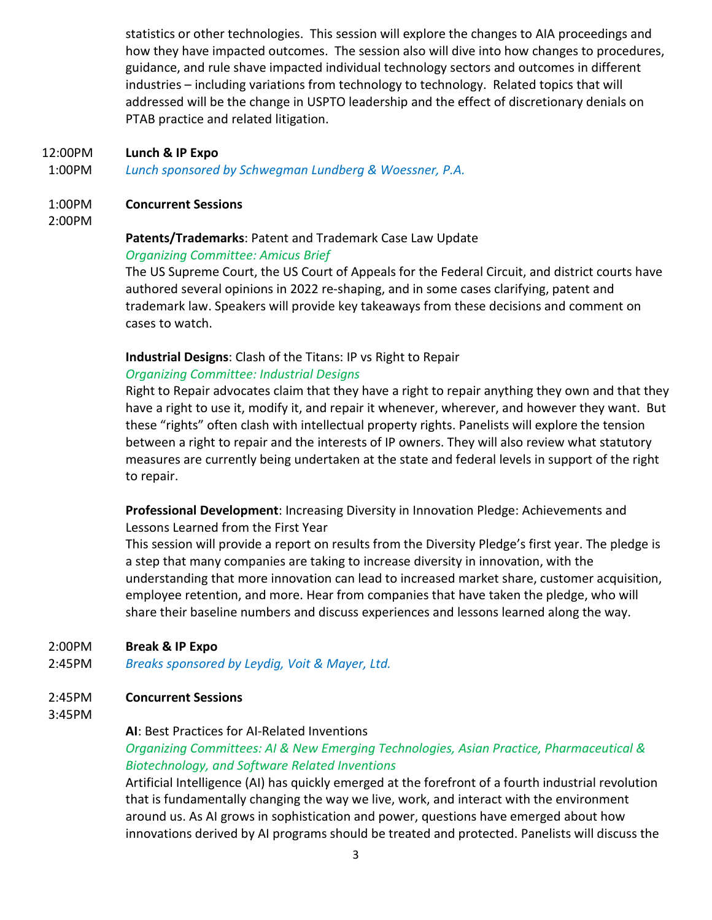statistics or other technologies. This session will explore the changes to AIA proceedings and how they have impacted outcomes. The session also will dive into how changes to procedures, guidance, and rule shave impacted individual technology sectors and outcomes in different industries – including variations from technology to technology. Related topics that will addressed will be the change in USPTO leadership and the effect of discretionary denials on PTAB practice and related litigation.

12:00PM – 1:00PM **Lunch & IP Expo**

*Lunch sponsored by Schwegman Lundberg & Woessner, P.A.*

1:00PM – 2:00PM **Concurrent Sessions**

**Patents/Trademarks**: Patent and Trademark Case Law Update

*Organizing Committee: Amicus Brief*

The US Supreme Court, the US Court of Appeals for the Federal Circuit, and district courts have authored several opinions in 2022 re-shaping, and in some cases clarifying, patent and trademark law. Speakers will provide key takeaways from these decisions and comment on cases to watch.

**Industrial Designs**: Clash of the Titans: IP vs Right to Repair

*Organizing Committee: Industrial Designs*

Right to Repair advocates claim that they have a right to repair anything they own and that they have a right to use it, modify it, and repair it whenever, wherever, and however they want. But these "rights" often clash with intellectual property rights. Panelists will explore the tension between a right to repair and the interests of IP owners. They will also review what statutory measures are currently being undertaken at the state and federal levels in support of the right to repair.

**Professional Development**: Increasing Diversity in Innovation Pledge: Achievements and Lessons Learned from the First Year

This session will provide a report on results from the Diversity Pledge's first year. The pledge is a step that many companies are taking to increase diversity in innovation, with the understanding that more innovation can lead to increased market share, customer acquisition, employee retention, and more. Hear from companies that have taken the pledge, who will share their baseline numbers and discuss experiences and lessons learned along the way.

2:00PM – 2:45PM **Break & IP Expo**

*Breaks sponsored by Leydig, Voit & Mayer, Ltd.*

2:45PM – 3:45PM **Concurrent Sessions**

**AI**: Best Practices for AI-Related Inventions

*Organizing Committees: AI & New Emerging Technologies, Asian Practice, Pharmaceutical & Biotechnology, and Software Related Inventions*

Artificial Intelligence (AI) has quickly emerged at the forefront of a fourth industrial revolution that is fundamentally changing the way we live, work, and interact with the environment around us. As AI grows in sophistication and power, questions have emerged about how innovations derived by AI programs should be treated and protected. Panelists will discuss the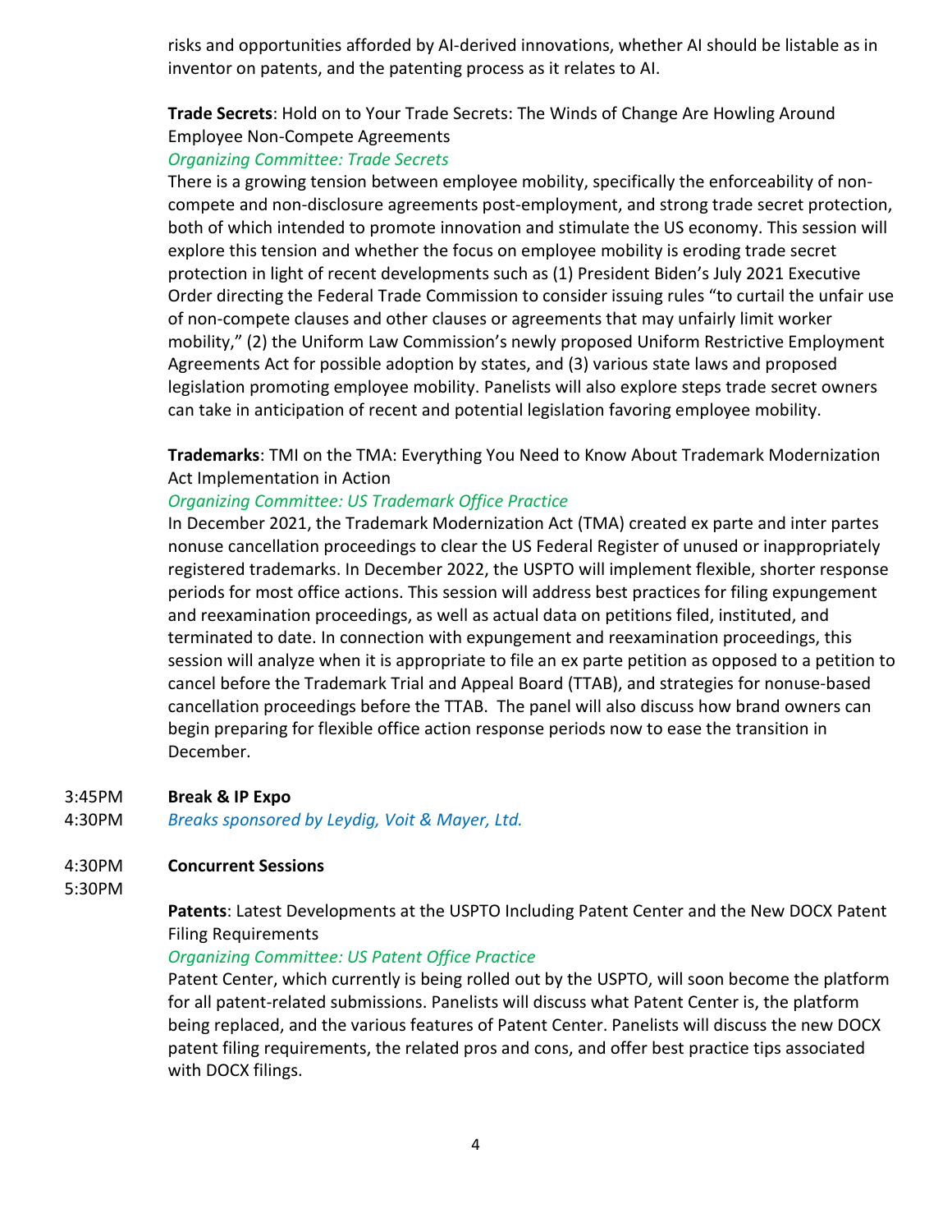risks and opportunities afforded by AI-derived innovations, whether AI should be listable as in inventor on patents, and the patenting process as it relates to AI.

**Trade Secrets**: Hold on to Your Trade Secrets: The Winds of Change Are Howling Around Employee Non-Compete Agreements

*Organizing Committee: Trade Secrets*

There is a growing tension between employee mobility, specifically the enforceability of non-compete and non-disclosure agreements post-employment, and strong trade secret protection, both of which intended to promote innovation and stimulate the US economy. This session will explore this tension and whether the focus on employee mobility is eroding trade secret protection in light of recent developments such as (1) President Biden's July 2021 Executive Order directing the Federal Trade Commission to consider issuing rules "to curtail the unfair use of non-compete clauses and other clauses or agreements that may unfairly limit worker mobility," (2) the Uniform Law Commission's newly proposed Uniform Restrictive Employment Agreements Act for possible adoption by states, and (3) various state laws and proposed legislation promoting employee mobility. Panelists will also explore steps trade secret owners can take in anticipation of recent and potential legislation favoring employee mobility.

**Trademarks**: TMI on the TMA: Everything You Need to Know About Trademark Modernization Act Implementation in Action

*Organizing Committee: US Trademark Office Practice*

In December 2021, the Trademark Modernization Act (TMA) created ex parte and inter partes nonuse cancellation proceedings to clear the US Federal Register of unused or inappropriately registered trademarks. In December 2022, the USPTO will implement flexible, shorter response periods for most office actions. This session will address best practices for filing expungement and reexamination proceedings, as well as actual data on petitions filed, instituted, and terminated to date. In connection with expungement and reexamination proceedings, this session will analyze when it is appropriate to file an ex parte petition as opposed to a petition to cancel before the Trademark Trial and Appeal Board (TTAB), and strategies for nonuse-based cancellation proceedings before the TTAB. The panel will also discuss how brand owners can begin preparing for flexible office action response periods now to ease the transition in December.

3:45PM – 4:30PM **Break & IP Expo**

*Breaks sponsored by Leydig, Voit & Mayer, Ltd.*

4:30PM – 5:30PM **Concurrent Sessions**

**Patents**: Latest Developments at the USPTO Including Patent Center and the New DOCX Patent Filing Requirements

*Organizing Committee: US Patent Office Practice*

Patent Center, which currently is being rolled out by the USPTO, will soon become the platform for all patent-related submissions. Panelists will discuss what Patent Center is, the platform being replaced, and the various features of Patent Center. Panelists will discuss the new DOCX patent filing requirements, the related pros and cons, and offer best practice tips associated with DOCX filings.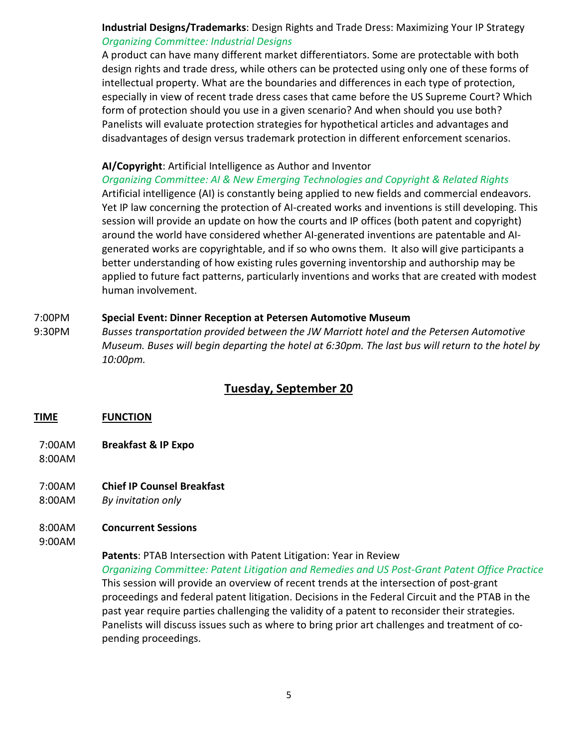**Industrial Designs/Trademarks**: Design Rights and Trade Dress: Maximizing Your IP Strategy
*Organizing Committee: Industrial Designs*
A product can have many different market differentiators. Some are protectable with both design rights and trade dress, while others can be protected using only one of these forms of intellectual property. What are the boundaries and differences in each type of protection, especially in view of recent trade dress cases that came before the US Supreme Court? Which form of protection should you use in a given scenario? And when should you use both? Panelists will evaluate protection strategies for hypothetical articles and advantages and disadvantages of design versus trademark protection in different enforcement scenarios.

**AI/Copyright**: Artificial Intelligence as Author and Inventor
*Organizing Committee: AI & New Emerging Technologies and Copyright & Related Rights*
Artificial intelligence (AI) is constantly being applied to new fields and commercial endeavors. Yet IP law concerning the protection of AI-created works and inventions is still developing. This session will provide an update on how the courts and IP offices (both patent and copyright) around the world have considered whether AI-generated inventions are patentable and AI-generated works are copyrightable, and if so who owns them. It also will give participants a better understanding of how existing rules governing inventorship and authorship may be applied to future fact patterns, particularly inventions and works that are created with modest human involvement.

7:00PM – 9:30PM **Special Event: Dinner Reception at Petersen Automotive Museum**
*Busses transportation provided between the JW Marriott hotel and the Petersen Automotive Museum. Buses will begin departing the hotel at 6:30pm. The last bus will return to the hotel by 10:00pm.*

## Tuesday, September 20

| TIME | FUNCTION |
|---|---|
| 7:00AM – 8:00AM | **Breakfast & IP Expo** |
| 7:00AM – 8:00AM | **Chief IP Counsel Breakfast** *By invitation only* |
| 8:00AM – 9:00AM | **Concurrent Sessions** |

**Patents**: PTAB Intersection with Patent Litigation: Year in Review
*Organizing Committee: Patent Litigation and Remedies and US Post-Grant Patent Office Practice*
This session will provide an overview of recent trends at the intersection of post-grant proceedings and federal patent litigation. Decisions in the Federal Circuit and the PTAB in the past year require parties challenging the validity of a patent to reconsider their strategies. Panelists will discuss issues such as where to bring prior art challenges and treatment of co-pending proceedings.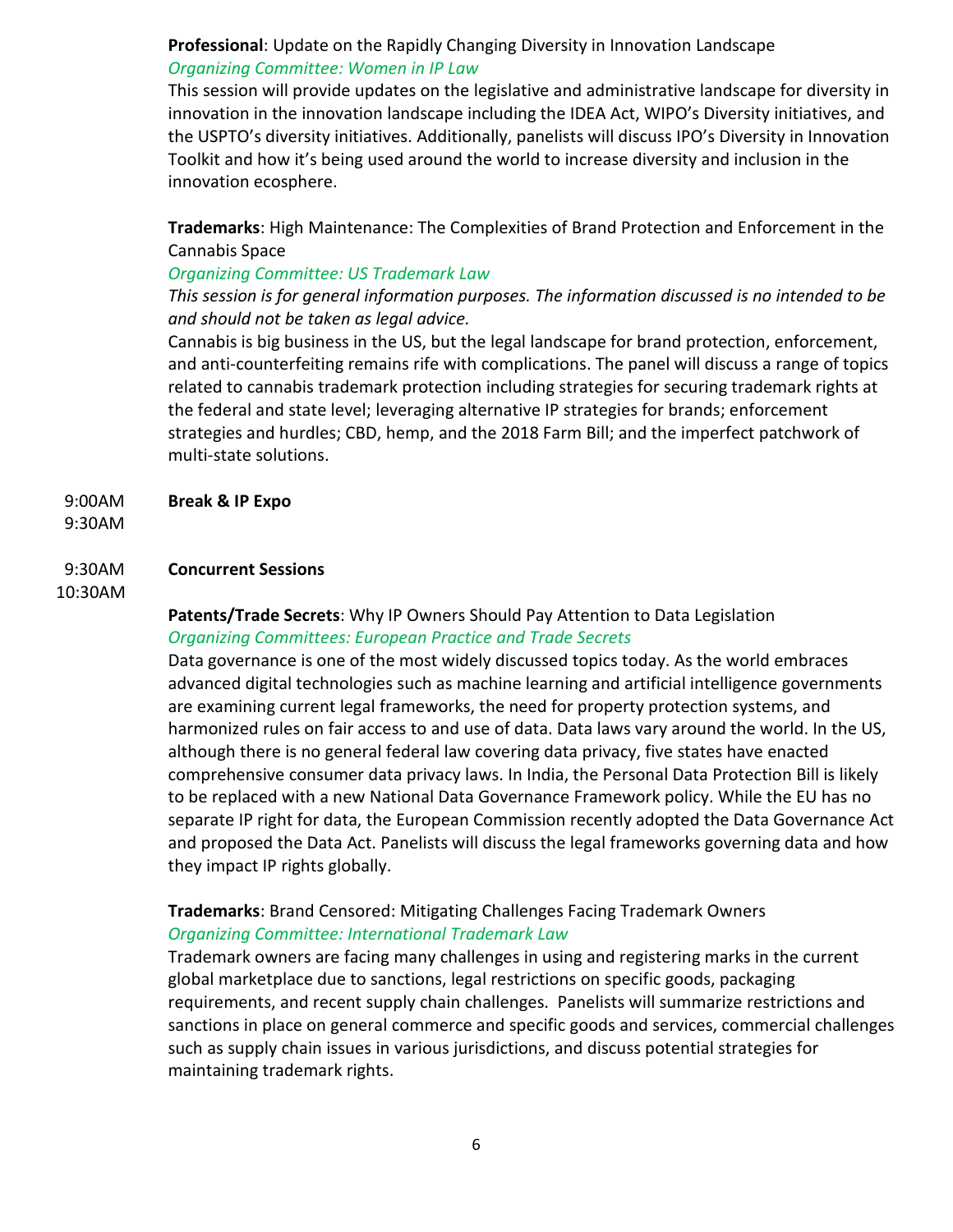**Professional**: Update on the Rapidly Changing Diversity in Innovation Landscape
*Organizing Committee: Women in IP Law*
This session will provide updates on the legislative and administrative landscape for diversity in innovation in the innovation landscape including the IDEA Act, WIPO's Diversity initiatives, and the USPTO's diversity initiatives. Additionally, panelists will discuss IPO's Diversity in Innovation Toolkit and how it's being used around the world to increase diversity and inclusion in the innovation ecosphere.

**Trademarks**: High Maintenance: The Complexities of Brand Protection and Enforcement in the Cannabis Space
*Organizing Committee: US Trademark Law*
*This session is for general information purposes. The information discussed is no intended to be and should not be taken as legal advice.*
Cannabis is big business in the US, but the legal landscape for brand protection, enforcement, and anti-counterfeiting remains rife with complications. The panel will discuss a range of topics related to cannabis trademark protection including strategies for securing trademark rights at the federal and state level; leveraging alternative IP strategies for brands; enforcement strategies and hurdles; CBD, hemp, and the 2018 Farm Bill; and the imperfect patchwork of multi-state solutions.

9:00AM – 9:30AM **Break & IP Expo**

9:30AM – 10:30AM **Concurrent Sessions**

**Patents/Trade Secrets**: Why IP Owners Should Pay Attention to Data Legislation
*Organizing Committees: European Practice and Trade Secrets*
Data governance is one of the most widely discussed topics today. As the world embraces advanced digital technologies such as machine learning and artificial intelligence governments are examining current legal frameworks, the need for property protection systems, and harmonized rules on fair access to and use of data. Data laws vary around the world. In the US, although there is no general federal law covering data privacy, five states have enacted comprehensive consumer data privacy laws. In India, the Personal Data Protection Bill is likely to be replaced with a new National Data Governance Framework policy. While the EU has no separate IP right for data, the European Commission recently adopted the Data Governance Act and proposed the Data Act. Panelists will discuss the legal frameworks governing data and how they impact IP rights globally.

**Trademarks**: Brand Censored: Mitigating Challenges Facing Trademark Owners
*Organizing Committee: International Trademark Law*
Trademark owners are facing many challenges in using and registering marks in the current global marketplace due to sanctions, legal restrictions on specific goods, packaging requirements, and recent supply chain challenges. Panelists will summarize restrictions and sanctions in place on general commerce and specific goods and services, commercial challenges such as supply chain issues in various jurisdictions, and discuss potential strategies for maintaining trademark rights.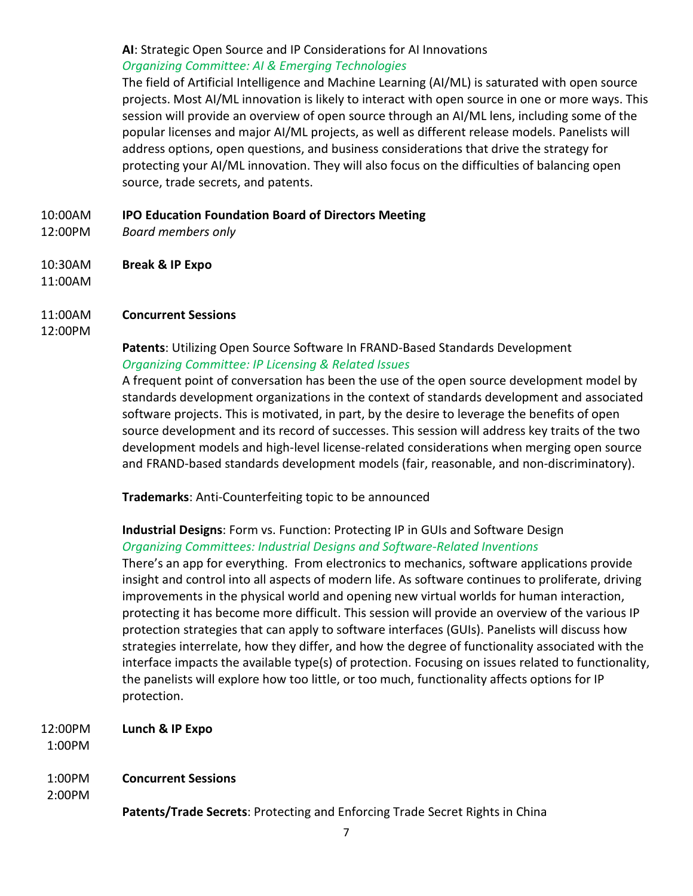**AI**: Strategic Open Source and IP Considerations for AI Innovations
*Organizing Committee: AI & Emerging Technologies*
The field of Artificial Intelligence and Machine Learning (AI/ML) is saturated with open source projects. Most AI/ML innovation is likely to interact with open source in one or more ways. This session will provide an overview of open source through an AI/ML lens, including some of the popular licenses and major AI/ML projects, as well as different release models. Panelists will address options, open questions, and business considerations that drive the strategy for protecting your AI/ML innovation. They will also focus on the difficulties of balancing open source, trade secrets, and patents.

10:00AM – 12:00PM **IPO Education Foundation Board of Directors Meeting**
*Board members only*

10:30AM – 11:00AM **Break & IP Expo**

11:00AM – 12:00PM **Concurrent Sessions**

**Patents**: Utilizing Open Source Software In FRAND-Based Standards Development
*Organizing Committee: IP Licensing & Related Issues*
A frequent point of conversation has been the use of the open source development model by standards development organizations in the context of standards development and associated software projects. This is motivated, in part, by the desire to leverage the benefits of open source development and its record of successes. This session will address key traits of the two development models and high-level license-related considerations when merging open source and FRAND-based standards development models (fair, reasonable, and non-discriminatory).

**Trademarks**: Anti-Counterfeiting topic to be announced

**Industrial Designs**: Form vs. Function: Protecting IP in GUIs and Software Design
*Organizing Committees: Industrial Designs and Software-Related Inventions*
There's an app for everything. From electronics to mechanics, software applications provide insight and control into all aspects of modern life. As software continues to proliferate, driving improvements in the physical world and opening new virtual worlds for human interaction, protecting it has become more difficult. This session will provide an overview of the various IP protection strategies that can apply to software interfaces (GUIs). Panelists will discuss how strategies interrelate, how they differ, and how the degree of functionality associated with the interface impacts the available type(s) of protection. Focusing on issues related to functionality, the panelists will explore how too little, or too much, functionality affects options for IP protection.

12:00PM – 1:00PM **Lunch & IP Expo**

1:00PM – 2:00PM **Concurrent Sessions**

**Patents/Trade Secrets**: Protecting and Enforcing Trade Secret Rights in China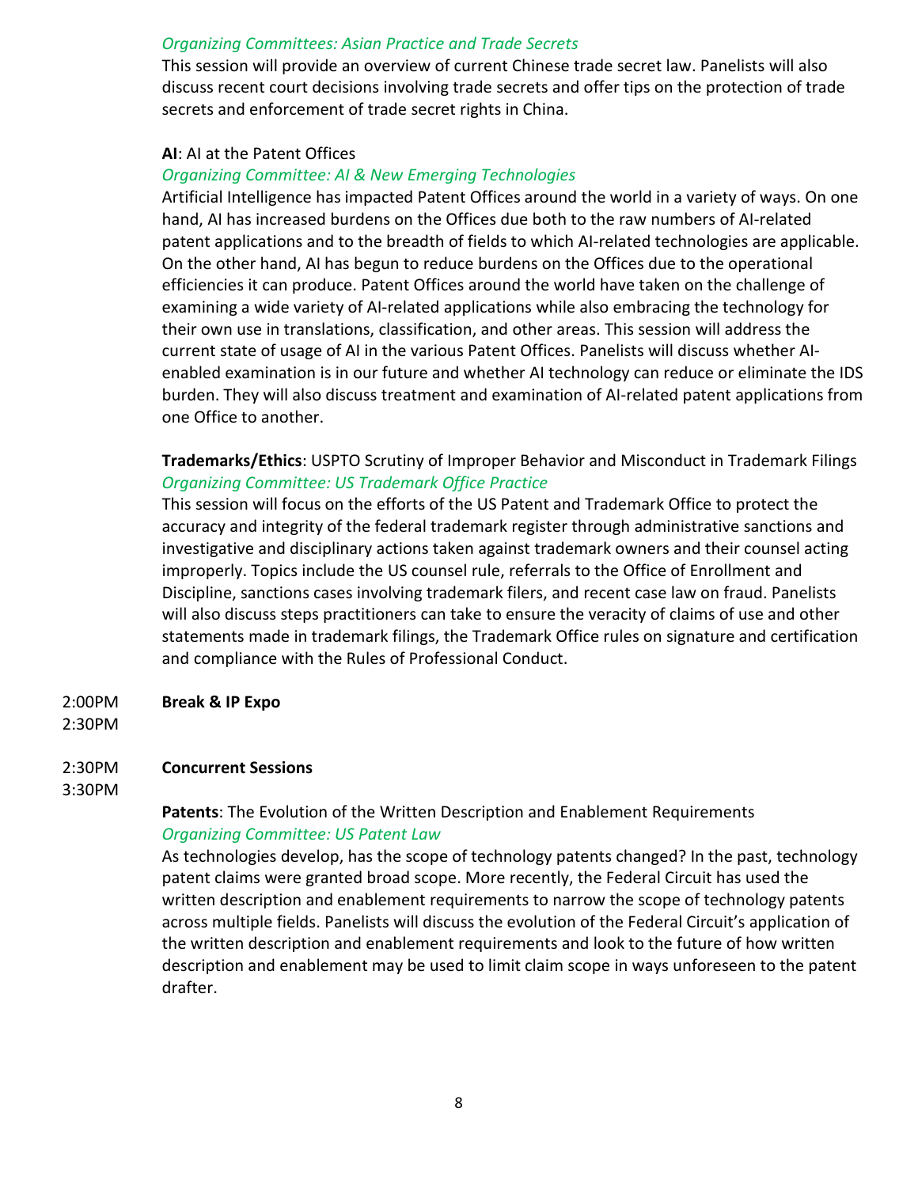*Organizing Committees: Asian Practice and Trade Secrets*

This session will provide an overview of current Chinese trade secret law. Panelists will also discuss recent court decisions involving trade secrets and offer tips on the protection of trade secrets and enforcement of trade secret rights in China.

**AI**: AI at the Patent Offices

*Organizing Committee: AI & New Emerging Technologies*

Artificial Intelligence has impacted Patent Offices around the world in a variety of ways. On one hand, AI has increased burdens on the Offices due both to the raw numbers of AI-related patent applications and to the breadth of fields to which AI-related technologies are applicable. On the other hand, AI has begun to reduce burdens on the Offices due to the operational efficiencies it can produce. Patent Offices around the world have taken on the challenge of examining a wide variety of AI-related applications while also embracing the technology for their own use in translations, classification, and other areas. This session will address the current state of usage of AI in the various Patent Offices. Panelists will discuss whether AI-enabled examination is in our future and whether AI technology can reduce or eliminate the IDS burden. They will also discuss treatment and examination of AI-related patent applications from one Office to another.

**Trademarks/Ethics**: USPTO Scrutiny of Improper Behavior and Misconduct in Trademark Filings

*Organizing Committee: US Trademark Office Practice*

This session will focus on the efforts of the US Patent and Trademark Office to protect the accuracy and integrity of the federal trademark register through administrative sanctions and investigative and disciplinary actions taken against trademark owners and their counsel acting improperly. Topics include the US counsel rule, referrals to the Office of Enrollment and Discipline, sanctions cases involving trademark filers, and recent case law on fraud. Panelists will also discuss steps practitioners can take to ensure the veracity of claims of use and other statements made in trademark filings, the Trademark Office rules on signature and certification and compliance with the Rules of Professional Conduct.

2:00PM
2:30PM **Break & IP Expo**

2:30PM
3:30PM **Concurrent Sessions**

**Patents**: The Evolution of the Written Description and Enablement Requirements

*Organizing Committee: US Patent Law*

As technologies develop, has the scope of technology patents changed? In the past, technology patent claims were granted broad scope. More recently, the Federal Circuit has used the written description and enablement requirements to narrow the scope of technology patents across multiple fields. Panelists will discuss the evolution of the Federal Circuit's application of the written description and enablement requirements and look to the future of how written description and enablement may be used to limit claim scope in ways unforeseen to the patent drafter.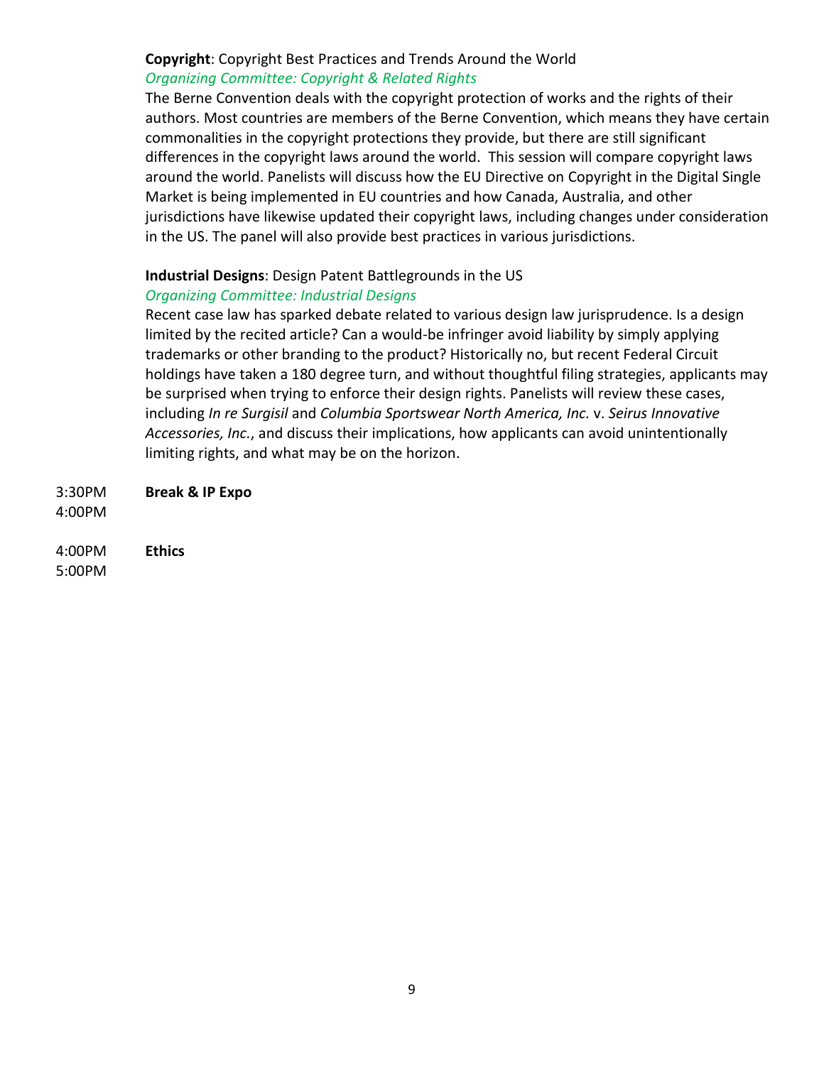**Copyright**: Copyright Best Practices and Trends Around the World
*Organizing Committee: Copyright & Related Rights*
The Berne Convention deals with the copyright protection of works and the rights of their authors. Most countries are members of the Berne Convention, which means they have certain commonalities in the copyright protections they provide, but there are still significant differences in the copyright laws around the world. This session will compare copyright laws around the world. Panelists will discuss how the EU Directive on Copyright in the Digital Single Market is being implemented in EU countries and how Canada, Australia, and other jurisdictions have likewise updated their copyright laws, including changes under consideration in the US. The panel will also provide best practices in various jurisdictions.

**Industrial Designs**: Design Patent Battlegrounds in the US
*Organizing Committee: Industrial Designs*
Recent case law has sparked debate related to various design law jurisprudence. Is a design limited by the recited article? Can a would-be infringer avoid liability by simply applying trademarks or other branding to the product? Historically no, but recent Federal Circuit holdings have taken a 180 degree turn, and without thoughtful filing strategies, applicants may be surprised when trying to enforce their design rights. Panelists will review these cases, including *In re Surgisil* and *Columbia Sportswear North America, Inc.* v. *Seirus Innovative Accessories, Inc.*, and discuss their implications, how applicants can avoid unintentionally limiting rights, and what may be on the horizon.

3:30PM
4:00PM **Break & IP Expo**

4:00PM
5:00PM **Ethics**